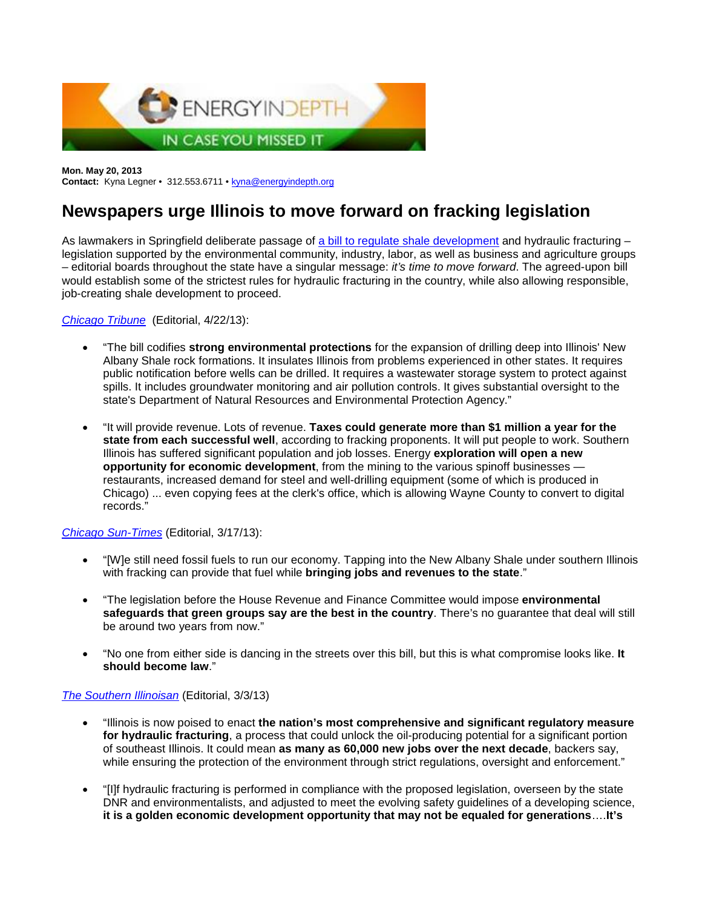**Mon. May 20, 2013**
**Contact:** Kyna Legner • 312.553.6711 • kyna@energyindepth.org

# Newspapers urge Illinois to move forward on fracking legislation

As lawmakers in Springfield deliberate passage of a bill to regulate shale development and hydraulic fracturing – legislation supported by the environmental community, industry, labor, as well as business and agriculture groups – editorial boards throughout the state have a singular message: *it's time to move forward*. The agreed-upon bill would establish some of the strictest rules for hydraulic fracturing in the country, while also allowing responsible, job-creating shale development to proceed.

*Chicago Tribune* (Editorial, 4/22/13):

- "The bill codifies **strong environmental protections** for the expansion of drilling deep into Illinois' New Albany Shale rock formations. It insulates Illinois from problems experienced in other states. It requires public notification before wells can be drilled. It requires a wastewater storage system to protect against spills. It includes groundwater monitoring and air pollution controls. It gives substantial oversight to the state's Department of Natural Resources and Environmental Protection Agency."

- "It will provide revenue. Lots of revenue. **Taxes could generate more than $1 million a year for the state from each successful well**, according to fracking proponents. It will put people to work. Southern Illinois has suffered significant population and job losses. Energy **exploration will open a new opportunity for economic development**, from the mining to the various spinoff businesses — restaurants, increased demand for steel and well-drilling equipment (some of which is produced in Chicago) ... even copying fees at the clerk's office, which is allowing Wayne County to convert to digital records."

*Chicago Sun-Times* (Editorial, 3/17/13):

- "[W]e still need fossil fuels to run our economy. Tapping into the New Albany Shale under southern Illinois with fracking can provide that fuel while **bringing jobs and revenues to the state**."

- "The legislation before the House Revenue and Finance Committee would impose **environmental safeguards that green groups say are the best in the country**. There's no guarantee that deal will still be around two years from now."

- "No one from either side is dancing in the streets over this bill, but this is what compromise looks like. **It should become law**."

*The Southern Illinoisan* (Editorial, 3/3/13)

- "Illinois is now poised to enact **the nation's most comprehensive and significant regulatory measure for hydraulic fracturing**, a process that could unlock the oil-producing potential for a significant portion of southeast Illinois. It could mean **as many as 60,000 new jobs over the next decade**, backers say, while ensuring the protection of the environment through strict regulations, oversight and enforcement."

- "[I]f hydraulic fracturing is performed in compliance with the proposed legislation, overseen by the state DNR and environmentalists, and adjusted to meet the evolving safety guidelines of a developing science, **it is a golden economic development opportunity that may not be equaled for generations**….**It's**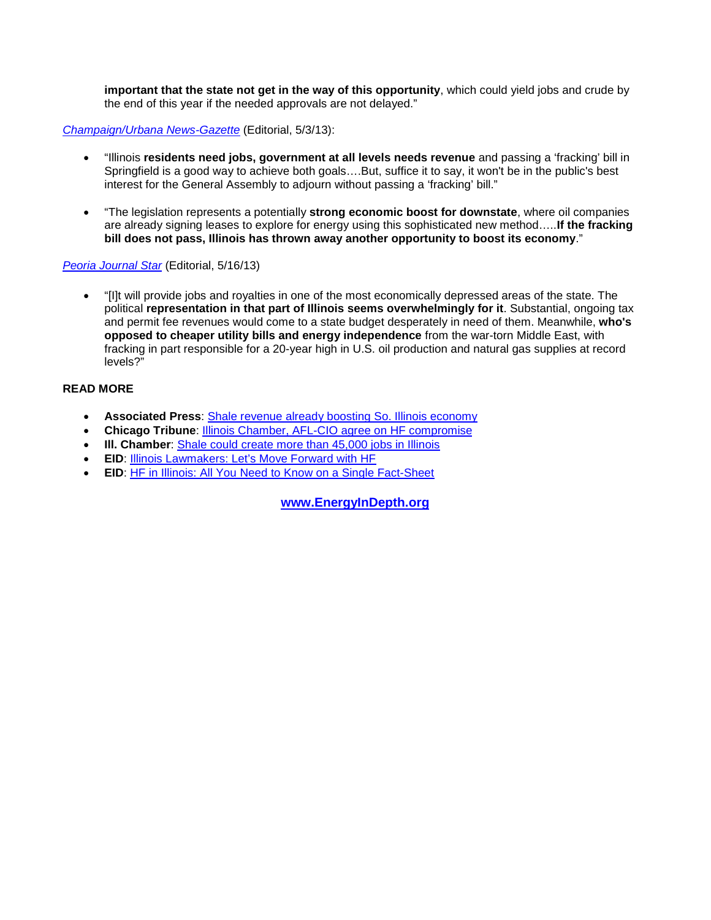**important that the state not get in the way of this opportunity**, which could yield jobs and crude by the end of this year if the needed approvals are not delayed."

*Champaign/Urbana News-Gazette* (Editorial, 5/3/13):

- "Illinois **residents need jobs, government at all levels needs revenue** and passing a 'fracking' bill in Springfield is a good way to achieve both goals….But, suffice it to say, it won't be in the public's best interest for the General Assembly to adjourn without passing a 'fracking' bill."

- "The legislation represents a potentially **strong economic boost for downstate**, where oil companies are already signing leases to explore for energy using this sophisticated new method…..**If the fracking bill does not pass, Illinois has thrown away another opportunity to boost its economy**."

*Peoria Journal Star* (Editorial, 5/16/13)

- "[I]t will provide jobs and royalties in one of the most economically depressed areas of the state. The political **representation in that part of Illinois seems overwhelmingly for it**. Substantial, ongoing tax and permit fee revenues would come to a state budget desperately in need of them. Meanwhile, **who's opposed to cheaper utility bills and energy independence** from the war-torn Middle East, with fracking in part responsible for a 20-year high in U.S. oil production and natural gas supplies at record levels?"

**READ MORE**

- **Associated Press**: Shale revenue already boosting So. Illinois economy
- **Chicago Tribune**: Illinois Chamber, AFL-CIO agree on HF compromise
- **Ill. Chamber**: Shale could create more than 45,000 jobs in Illinois
- **EID**: Illinois Lawmakers: Let's Move Forward with HF
- **EID**: HF in Illinois: All You Need to Know on a Single Fact-Sheet

**www.EnergyInDepth.org**